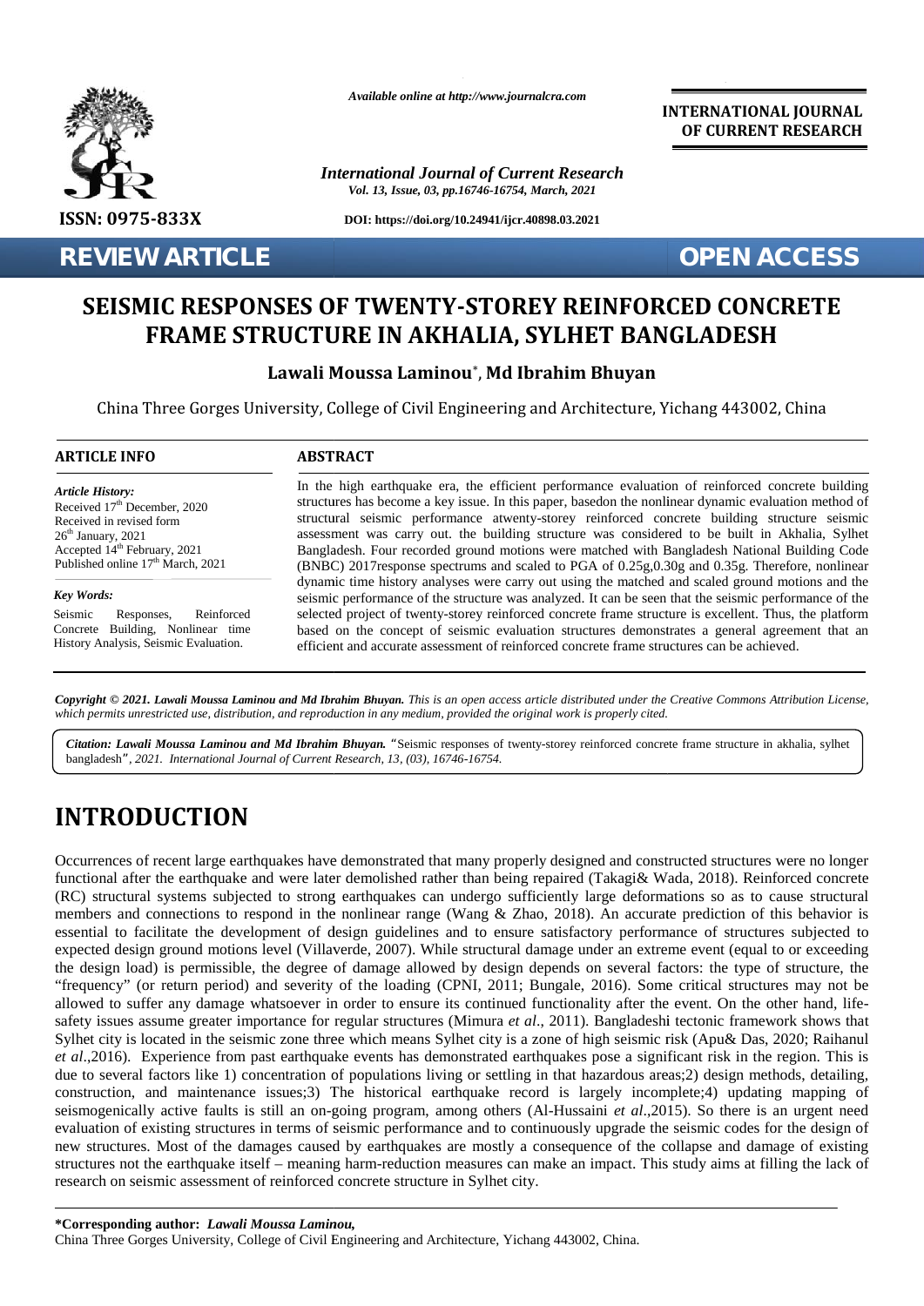*Available online at http://www.journalcra.com*

**INTERNATIONAL JOURNAL OF CURRENT RESEARCH**

*International Journal of Current Research*
*Vol. 13, Issue, 03, pp.16746-16754, March, 2021*

**DOI: https://doi.org/10.24941/ijcr.40898.03.2021**

**ISSN: 0975-833X**

**REVIEW ARTICLE** **OPEN ACCESS**

# SEISMIC RESPONSES OF TWENTY-STOREY REINFORCED CONCRETE FRAME STRUCTURE IN AKHALIA, SYLHET BANGLADESH

**Lawali Moussa Laminou\*, Md Ibrahim Bhuyan**

China Three Gorges University, College of Civil Engineering and Architecture, Yichang 443002, China

## ARTICLE INFO

***Article History:***
Received 17th December, 2020
Received in revised form
26th January, 2021
Accepted 14th February, 2021
Published online 17th March, 2021

***Key Words:***
Seismic Responses, Reinforced Concrete Building, Nonlinear time History Analysis, Seismic Evaluation.

## ABSTRACT

In the high earthquake era, the efficient performance evaluation of reinforced concrete building structures has become a key issue. In this paper, basedon the nonlinear dynamic evaluation method of structural seismic performance atwenty-storey reinforced concrete building structure seismic assessment was carry out. the building structure was considered to be built in Akhalia, Sylhet Bangladesh. Four recorded ground motions were matched with Bangladesh National Building Code (BNBC) 2017response spectrums and scaled to PGA of 0.25g,0.30g and 0.35g. Therefore, nonlinear dynamic time history analyses were carry out using the matched and scaled ground motions and the seismic performance of the structure was analyzed. It can be seen that the seismic performance of the selected project of twenty-storey reinforced concrete frame structure is excellent. Thus, the platform based on the concept of seismic evaluation structures demonstrates a general agreement that an efficient and accurate assessment of reinforced concrete frame structures can be achieved.

***Copyright © 2021. Lawali Moussa Laminou and Md Ibrahim Bhuyan.*** *This is an open access article distributed under the Creative Commons Attribution License, which permits unrestricted use, distribution, and reproduction in any medium, provided the original work is properly cited.*

***Citation: Lawali Moussa Laminou and Md Ibrahim Bhuyan.*** "Seismic responses of twenty-storey reinforced concrete frame structure in akhalia, sylhet bangladesh", *2021. International Journal of Current Research, 13, (03), 16746-16754.*

# INTRODUCTION

Occurrences of recent large earthquakes have demonstrated that many properly designed and constructed structures were no longer functional after the earthquake and were later demolished rather than being repaired (Takagi& Wada, 2018). Reinforced concrete (RC) structural systems subjected to strong earthquakes can undergo sufficiently large deformations so as to cause structural members and connections to respond in the nonlinear range (Wang & Zhao, 2018). An accurate prediction of this behavior is essential to facilitate the development of design guidelines and to ensure satisfactory performance of structures subjected to expected design ground motions level (Villaverde, 2007). While structural damage under an extreme event (equal to or exceeding the design load) is permissible, the degree of damage allowed by design depends on several factors: the type of structure, the "frequency" (or return period) and severity of the loading (CPNI, 2011; Bungale, 2016). Some critical structures may not be allowed to suffer any damage whatsoever in order to ensure its continued functionality after the event. On the other hand, life-safety issues assume greater importance for regular structures (Mimura *et al*., 2011). Bangladeshi tectonic framework shows that Sylhet city is located in the seismic zone three which means Sylhet city is a zone of high seismic risk (Apu& Das, 2020; Raihanul *et al*.,2016). Experience from past earthquake events has demonstrated earthquakes pose a significant risk in the region. This is due to several factors like 1) concentration of populations living or settling in that hazardous areas;2) design methods, detailing, construction, and maintenance issues;3) The historical earthquake record is largely incomplete;4) updating mapping of seismogenically active faults is still an on-going program, among others (Al-Hussaini *et al*.,2015). So there is an urgent need evaluation of existing structures in terms of seismic performance and to continuously upgrade the seismic codes for the design of new structures. Most of the damages caused by earthquakes are mostly a consequence of the collapse and damage of existing structures not the earthquake itself – meaning harm-reduction measures can make an impact. This study aims at filling the lack of research on seismic assessment of reinforced concrete structure in Sylhet city.

**\*Corresponding author: *Lawali Moussa Laminou,***
China Three Gorges University, College of Civil Engineering and Architecture, Yichang 443002, China.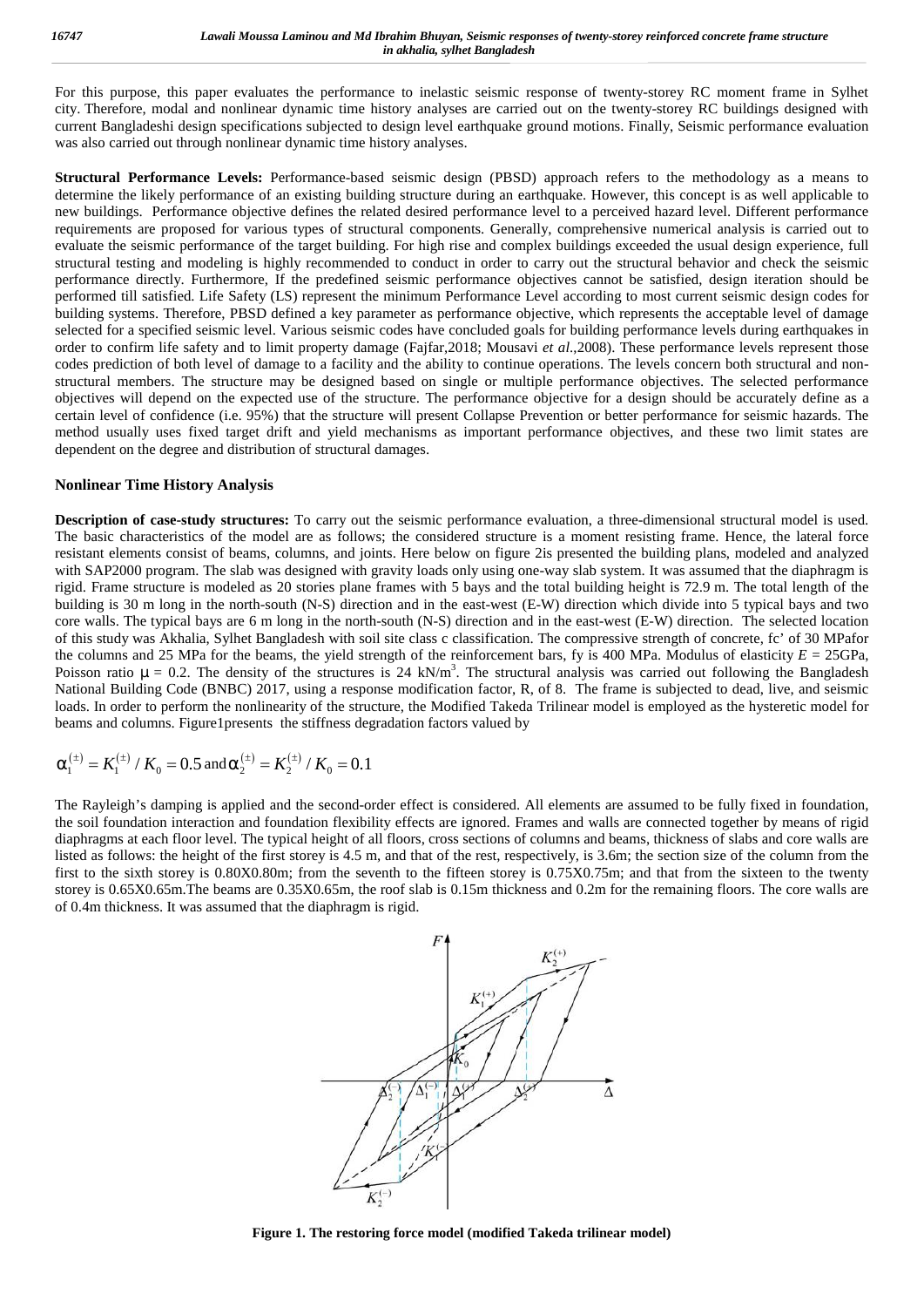For this purpose, this paper evaluates the performance to inelastic seismic response of twenty-storey RC moment frame in Sylhet city. Therefore, modal and nonlinear dynamic time history analyses are carried out on the twenty-storey RC buildings designed with current Bangladeshi design specifications subjected to design level earthquake ground motions. Finally, Seismic performance evaluation was also carried out through nonlinear dynamic time history analyses.

**Structural Performance Levels:** Performance-based seismic design (PBSD) approach refers to the methodology as a means to determine the likely performance of an existing building structure during an earthquake. However, this concept is as well applicable to new buildings. Performance objective defines the related desired performance level to a perceived hazard level. Different performance requirements are proposed for various types of structural components. Generally, comprehensive numerical analysis is carried out to evaluate the seismic performance of the target building. For high rise and complex buildings exceeded the usual design experience, full structural testing and modeling is highly recommended to conduct in order to carry out the structural behavior and check the seismic performance directly. Furthermore, If the predefined seismic performance objectives cannot be satisfied, design iteration should be performed till satisfied. Life Safety (LS) represent the minimum Performance Level according to most current seismic design codes for building systems. Therefore, PBSD defined a key parameter as performance objective, which represents the acceptable level of damage selected for a specified seismic level. Various seismic codes have concluded goals for building performance levels during earthquakes in order to confirm life safety and to limit property damage (Fajfar,2018; Mousavi *et al.*,2008). These performance levels represent those codes prediction of both level of damage to a facility and the ability to continue operations. The levels concern both structural and non-structural members. The structure may be designed based on single or multiple performance objectives. The selected performance objectives will depend on the expected use of the structure. The performance objective for a design should be accurately define as a certain level of confidence (i.e. 95%) that the structure will present Collapse Prevention or better performance for seismic hazards. The method usually uses fixed target drift and yield mechanisms as important performance objectives, and these two limit states are dependent on the degree and distribution of structural damages.

## Nonlinear Time History Analysis

**Description of case-study structures:** To carry out the seismic performance evaluation, a three-dimensional structural model is used. The basic characteristics of the model are as follows; the considered structure is a moment resisting frame. Hence, the lateral force resistant elements consist of beams, columns, and joints. Here below on figure 2is presented the building plans, modeled and analyzed with SAP2000 program. The slab was designed with gravity loads only using one-way slab system. It was assumed that the diaphragm is rigid. Frame structure is modeled as 20 stories plane frames with 5 bays and the total building height is 72.9 m. The total length of the building is 30 m long in the north-south (N-S) direction and in the east-west (E-W) direction which divide into 5 typical bays and two core walls. The typical bays are 6 m long in the north-south (N-S) direction and in the east-west (E-W) direction. The selected location of this study was Akhalia, Sylhet Bangladesh with soil site class c classification. The compressive strength of concrete, fc' of 30 MPafor the columns and 25 MPa for the beams, the yield strength of the reinforcement bars, fy is 400 MPa. Modulus of elasticity $E$ = 25GPa, Poisson ratio $\mu$ = 0.2. The density of the structures is 24 kN/m$^3$. The structural analysis was carried out following the Bangladesh National Building Code (BNBC) 2017, using a response modification factor, R, of 8. The frame is subjected to dead, live, and seismic loads. In order to perform the nonlinearity of the structure, the Modified Takeda Trilinear model is employed as the hysteretic model for beams and columns. Figure1presents the stiffness degradation factors valued by

$$\alpha_1^{(\pm)} = K_1^{(\pm)} / K_0 = 0.5 \text{ and } \alpha_2^{(\pm)} = K_2^{(\pm)} / K_0 = 0.1$$

The Rayleigh's damping is applied and the second-order effect is considered. All elements are assumed to be fully fixed in foundation, the soil foundation interaction and foundation flexibility effects are ignored. Frames and walls are connected together by means of rigid diaphragms at each floor level. The typical height of all floors, cross sections of columns and beams, thickness of slabs and core walls are listed as follows: the height of the first storey is 4.5 m, and that of the rest, respectively, is 3.6m; the section size of the column from the first to the sixth storey is 0.80X0.80m; from the seventh to the fifteen storey is 0.75X0.75m; and that from the sixteen to the twenty storey is 0.65X0.65m.The beams are 0.35X0.65m, the roof slab is 0.15m thickness and 0.2m for the remaining floors. The core walls are of 0.4m thickness. It was assumed that the diaphragm is rigid.

**Figure 1. The restoring force model (modified Takeda trilinear model)**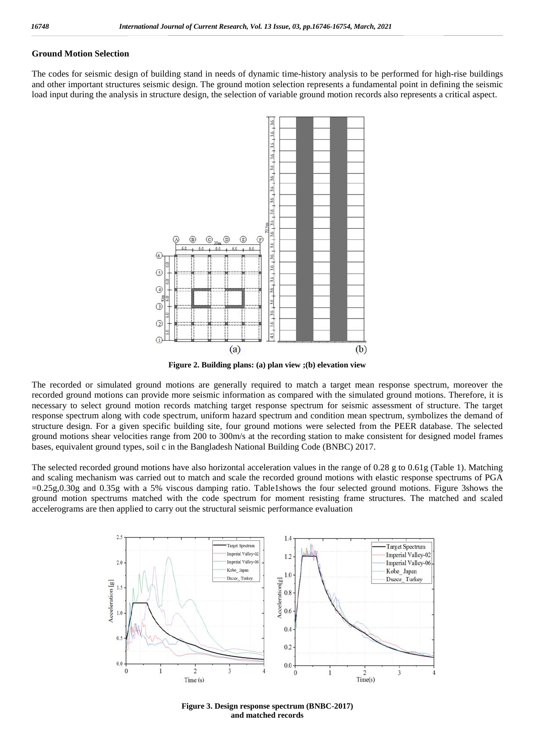## Ground Motion Selection

The codes for seismic design of building stand in needs of dynamic time-history analysis to be performed for high-rise buildings and other important structures seismic design. The ground motion selection represents a fundamental point in defining the seismic load input during the analysis in structure design, the selection of variable ground motion records also represents a critical aspect.

**Figure 2. Building plans: (a) plan view ;(b) elevation view**

The recorded or simulated ground motions are generally required to match a target mean response spectrum, moreover the recorded ground motions can provide more seismic information as compared with the simulated ground motions. Therefore, it is necessary to select ground motion records matching target response spectrum for seismic assessment of structure. The target response spectrum along with code spectrum, uniform hazard spectrum and condition mean spectrum, symbolizes the demand of structure design. For a given specific building site, four ground motions were selected from the PEER database. The selected ground motions shear velocities range from 200 to 300m/s at the recording station to make consistent for designed model frames bases, equivalent ground types, soil c in the Bangladesh National Building Code (BNBC) 2017.

The selected recorded ground motions have also horizontal acceleration values in the range of 0.28 g to 0.61g (Table 1). Matching and scaling mechanism was carried out to match and scale the recorded ground motions with elastic response spectrums of PGA =0.25g,0.30g and 0.35g with a 5% viscous damping ratio. Table1shows the four selected ground motions. Figure 3shows the ground motion spectrums matched with the code spectrum for moment resisting frame structures. The matched and scaled accelerograms are then applied to carry out the structural seismic performance evaluation

**Figure 3. Design response spectrum (BNBC-2017) and matched records**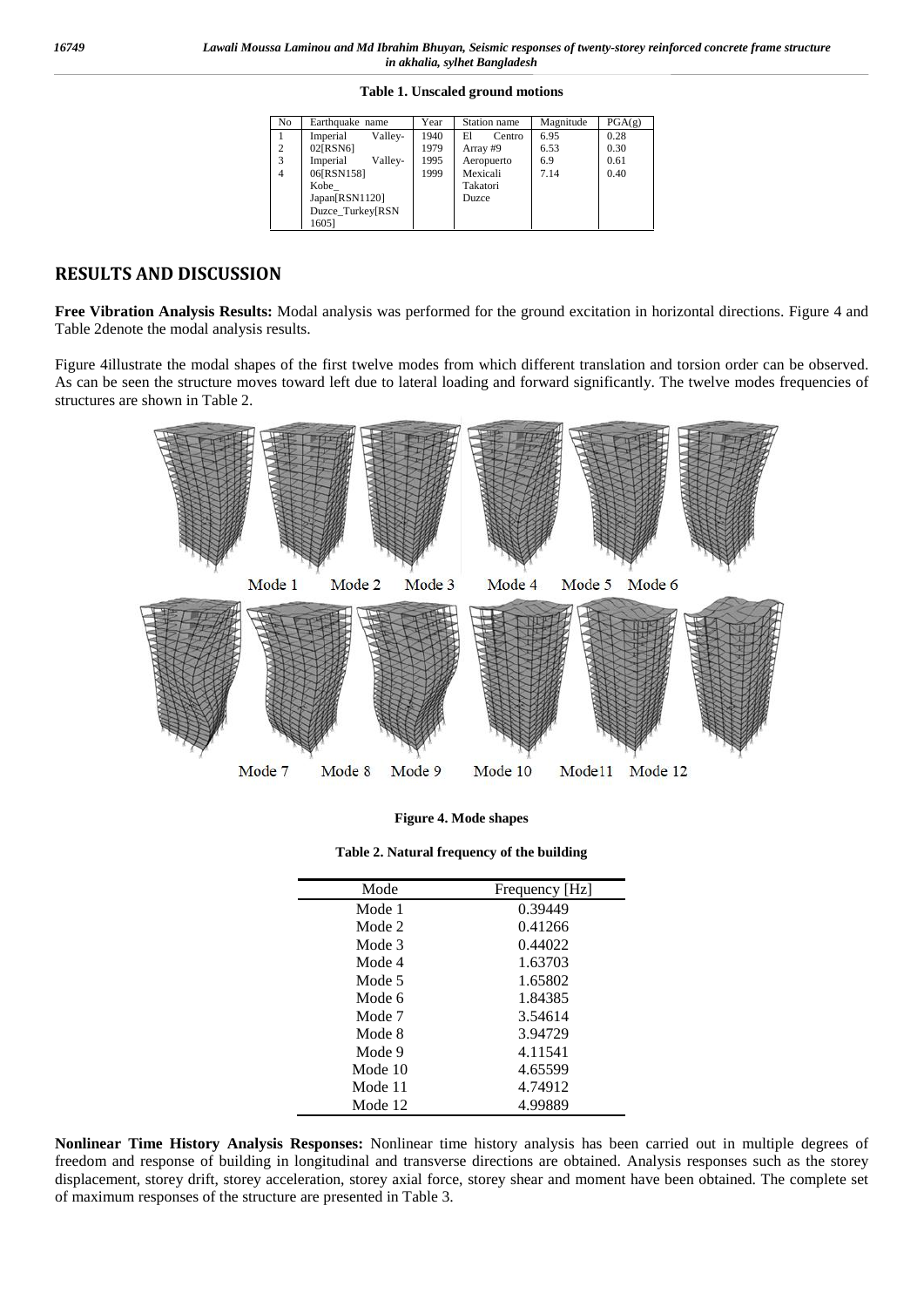**Table 1. Unscaled ground motions**

| No | Earthquake name | Year | Station name | Magnitude | PGA(g) |
|---|---|---|---|---|---|
| 1 | Imperial Valley-02[RSN6] | 1940 | El Centro Array #9 | 6.95 | 0.28 |
| 2 | Imperial Valley-06[RSN158] | 1979 | Aeropuerto Mexicali | 6.53 | 0.30 |
| 3 | Kobe_ Japan[RSN1120] | 1995 | Takatori | 6.9 | 0.61 |
| 4 | Duzce_Turkey[RSN 1605] | 1999 | Duzce | 7.14 | 0.40 |

## RESULTS AND DISCUSSION

**Free Vibration Analysis Results:** Modal analysis was performed for the ground excitation in horizontal directions. Figure 4 and Table 2denote the modal analysis results.

Figure 4illustrate the modal shapes of the first twelve modes from which different translation and torsion order can be observed. As can be seen the structure moves toward left due to lateral loading and forward significantly. The twelve modes frequencies of structures are shown in Table 2.

Mode 1 Mode 2 Mode 3 Mode 4 Mode 5 Mode 6

Mode 7 Mode 8 Mode 9 Mode 10 Mode11 Mode 12

**Figure 4. Mode shapes**

**Table 2. Natural frequency of the building**

| Mode | Frequency [Hz] |
|---|---|
| Mode 1 | 0.39449 |
| Mode 2 | 0.41266 |
| Mode 3 | 0.44022 |
| Mode 4 | 1.63703 |
| Mode 5 | 1.65802 |
| Mode 6 | 1.84385 |
| Mode 7 | 3.54614 |
| Mode 8 | 3.94729 |
| Mode 9 | 4.11541 |
| Mode 10 | 4.65599 |
| Mode 11 | 4.74912 |
| Mode 12 | 4.99889 |

**Nonlinear Time History Analysis Responses:** Nonlinear time history analysis has been carried out in multiple degrees of freedom and response of building in longitudinal and transverse directions are obtained. Analysis responses such as the storey displacement, storey drift, storey acceleration, storey axial force, storey shear and moment have been obtained. The complete set of maximum responses of the structure are presented in Table 3.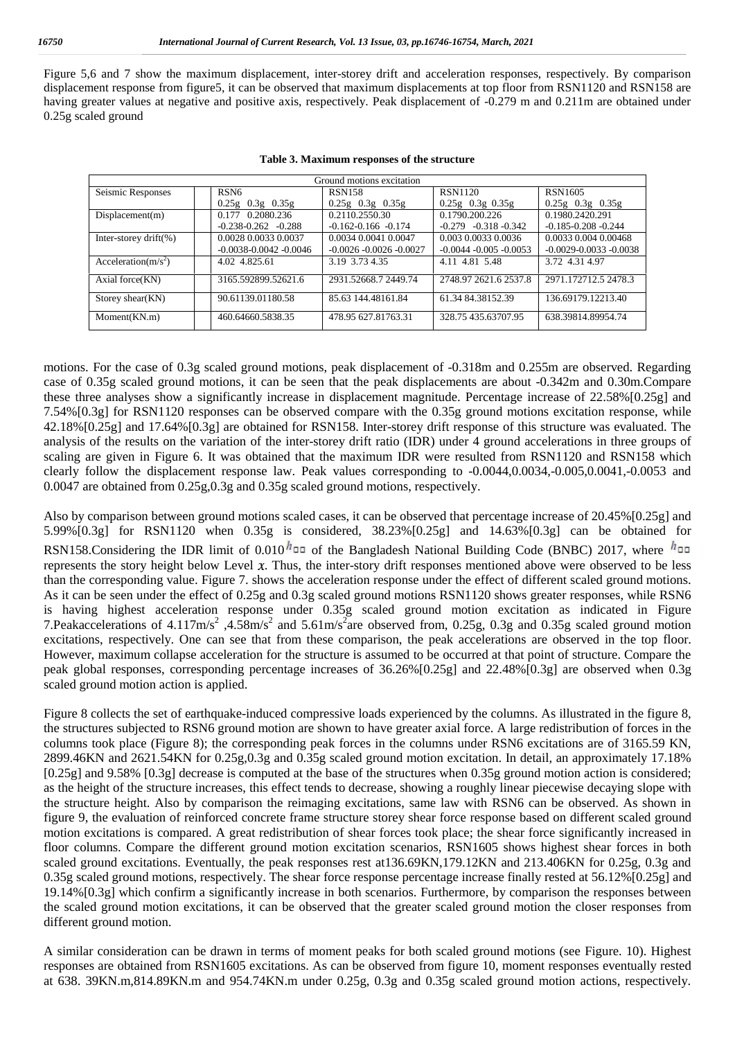Figure 5,6 and 7 show the maximum displacement, inter-storey drift and acceleration responses, respectively. By comparison displacement response from figure5, it can be observed that maximum displacements at top floor from RSN1120 and RSN158 are having greater values at negative and positive axis, respectively. Peak displacement of -0.279 m and 0.211m are obtained under 0.25g scaled ground

**Table 3. Maximum responses of the structure**

| Ground motions excitation | | | | |
|---|---|---|---|---|
| Seismic Responses | RSN6<br>0.25g 0.3g 0.35g | RSN158<br>0.25g 0.3g 0.35g | RSN1120<br>0.25g 0.3g 0.35g | RSN1605<br>0.25g 0.3g 0.35g |
| Displacement(m) | 0.177 0.2080.236<br>-0.238-0.262 -0.288 | 0.2110.2550.30<br>-0.162-0.166 -0.174 | 0.1790.200.226<br>-0.279 -0.318 -0.342 | 0.1980.2420.291<br>-0.185-0.208 -0.244 |
| Inter-storey drift(%) | 0.0028 0.0033 0.0037<br>-0.0038-0.0042 -0.0046 | 0.0034 0.0041 0.0047<br>-0.0026 -0.0026 -0.0027 | 0.003 0.0033 0.0036<br>-0.0044 -0.005 -0.0053 | 0.0033 0.004 0.00468<br>-0.0029-0.0033 -0.0038 |
| Acceleration($m/s^2$) | 4.02 4.825.61 | 3.19 3.73 4.35 | 4.11 4.81 5.48 | 3.72 4.31 4.97 |
| Axial force(KN) | 3165.592899.52621.6 | 2931.52668.7 2449.74 | 2748.97 2621.6 2537.8 | 2971.172712.5 2478.3 |
| Storey shear(KN) | 90.61139.01180.58 | 85.63 144.48161.84 | 61.34 84.38152.39 | 136.69179.12213.40 |
| Moment(KN.m) | 460.64660.5838.35 | 478.95 627.81763.31 | 328.75 435.63707.95 | 638.39814.89954.74 |

motions. For the case of 0.3g scaled ground motions, peak displacement of -0.318m and 0.255m are observed. Regarding case of 0.35g scaled ground motions, it can be seen that the peak displacements are about -0.342m and 0.30m.Compare these three analyses show a significantly increase in displacement magnitude. Percentage increase of 22.58%[0.25g] and 7.54%[0.3g] for RSN1120 responses can be observed compare with the 0.35g ground motions excitation response, while 42.18%[0.25g] and 17.64%[0.3g] are obtained for RSN158. Inter-storey drift response of this structure was evaluated. The analysis of the results on the variation of the inter-storey drift ratio (IDR) under 4 ground accelerations in three groups of scaling are given in Figure 6. It was obtained that the maximum IDR were resulted from RSN1120 and RSN158 which clearly follow the displacement response law. Peak values corresponding to -0.0044,0.0034,-0.005,0.0041,-0.0053 and 0.0047 are obtained from 0.25g,0.3g and 0.35g scaled ground motions, respectively.

Also by comparison between ground motions scaled cases, it can be observed that percentage increase of 20.45%[0.25g] and 5.99%[0.3g] for RSN1120 when 0.35g is considered, 38.23%[0.25g] and 14.63%[0.3g] can be obtained for RSN158.Considering the IDR limit of 0.010 $h_{sx}$ of the Bangladesh National Building Code (BNBC) 2017, where $h_{sx}$ represents the story height below Level $x$. Thus, the inter-story drift responses mentioned above were observed to be less than the corresponding value. Figure 7. shows the acceleration response under the effect of different scaled ground motions. As it can be seen under the effect of 0.25g and 0.3g scaled ground motions RSN1120 shows greater responses, while RSN6 is having highest acceleration response under 0.35g scaled ground motion excitation as indicated in Figure 7.Peakaccelerations of 4.117$m/s^2$ ,4.58$m/s^2$ and 5.61$m/s^2$are observed from, 0.25g, 0.3g and 0.35g scaled ground motion excitations, respectively. One can see that from these comparison, the peak accelerations are observed in the top floor. However, maximum collapse acceleration for the structure is assumed to be occurred at that point of structure. Compare the peak global responses, corresponding percentage increases of 36.26%[0.25g] and 22.48%[0.3g] are observed when 0.3g scaled ground motion action is applied.

Figure 8 collects the set of earthquake-induced compressive loads experienced by the columns. As illustrated in the figure 8, the structures subjected to RSN6 ground motion are shown to have greater axial force. A large redistribution of forces in the columns took place (Figure 8); the corresponding peak forces in the columns under RSN6 excitations are of 3165.59 KN, 2899.46KN and 2621.54KN for 0.25g,0.3g and 0.35g scaled ground motion excitation. In detail, an approximately 17.18% [0.25g] and 9.58% [0.3g] decrease is computed at the base of the structures when 0.35g ground motion action is considered; as the height of the structure increases, this effect tends to decrease, showing a roughly linear piecewise decaying slope with the structure height. Also by comparison the reimaging excitations, same law with RSN6 can be observed. As shown in figure 9, the evaluation of reinforced concrete frame structure storey shear force response based on different scaled ground motion excitations is compared. A great redistribution of shear forces took place; the shear force significantly increased in floor columns. Compare the different ground motion excitation scenarios, RSN1605 shows highest shear forces in both scaled ground excitations. Eventually, the peak responses rest at136.69KN,179.12KN and 213.406KN for 0.25g, 0.3g and 0.35g scaled ground motions, respectively. The shear force response percentage increase finally rested at 56.12%[0.25g] and 19.14%[0.3g] which confirm a significantly increase in both scenarios. Furthermore, by comparison the responses between the scaled ground motion excitations, it can be observed that the greater scaled ground motion the closer responses from different ground motion.

A similar consideration can be drawn in terms of moment peaks for both scaled ground motions (see Figure. 10). Highest responses are obtained from RSN1605 excitations. As can be observed from figure 10, moment responses eventually rested at 638. 39KN.m,814.89KN.m and 954.74KN.m under 0.25g, 0.3g and 0.35g scaled ground motion actions, respectively.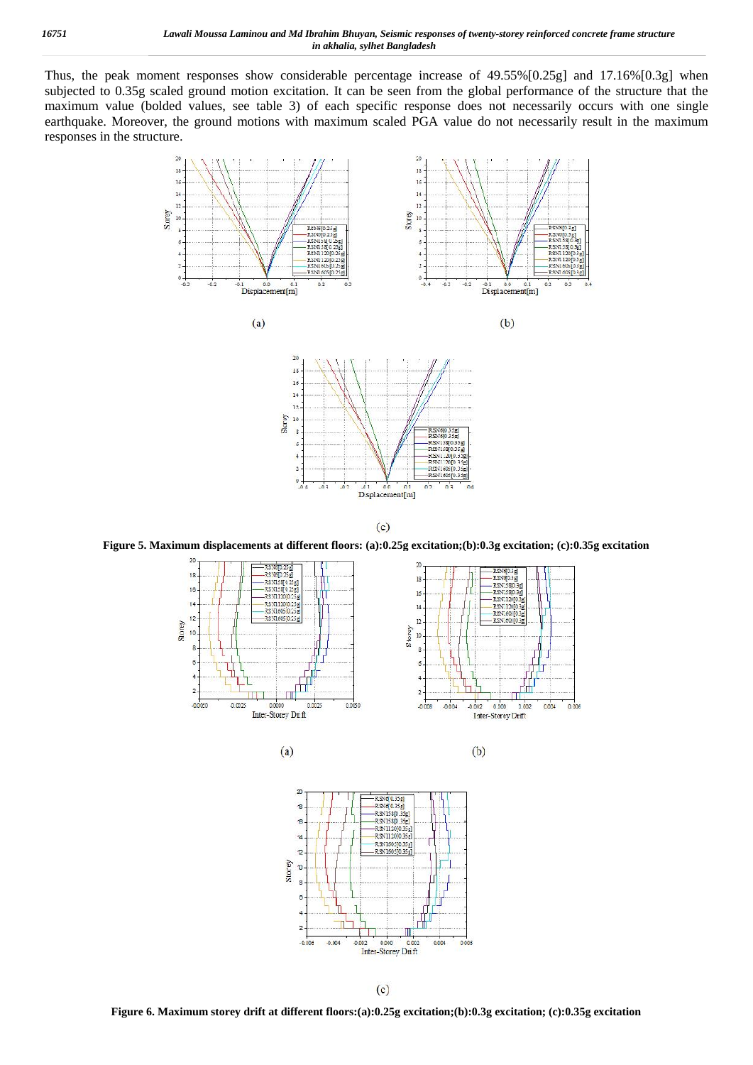Thus, the peak moment responses show considerable percentage increase of 49.55%[0.25g] and 17.16%[0.3g] when subjected to 0.35g scaled ground motion excitation. It can be seen from the global performance of the structure that the maximum value (bolded values, see table 3) of each specific response does not necessarily occurs with one single earthquake. Moreover, the ground motions with maximum scaled PGA value do not necessarily result in the maximum responses in the structure.

**Figure 5. Maximum displacements at different floors: (a):0.25g excitation;(b):0.3g excitation; (c):0.35g excitation**

**Figure 6. Maximum storey drift at different floors:(a):0.25g excitation;(b):0.3g excitation; (c):0.35g excitation**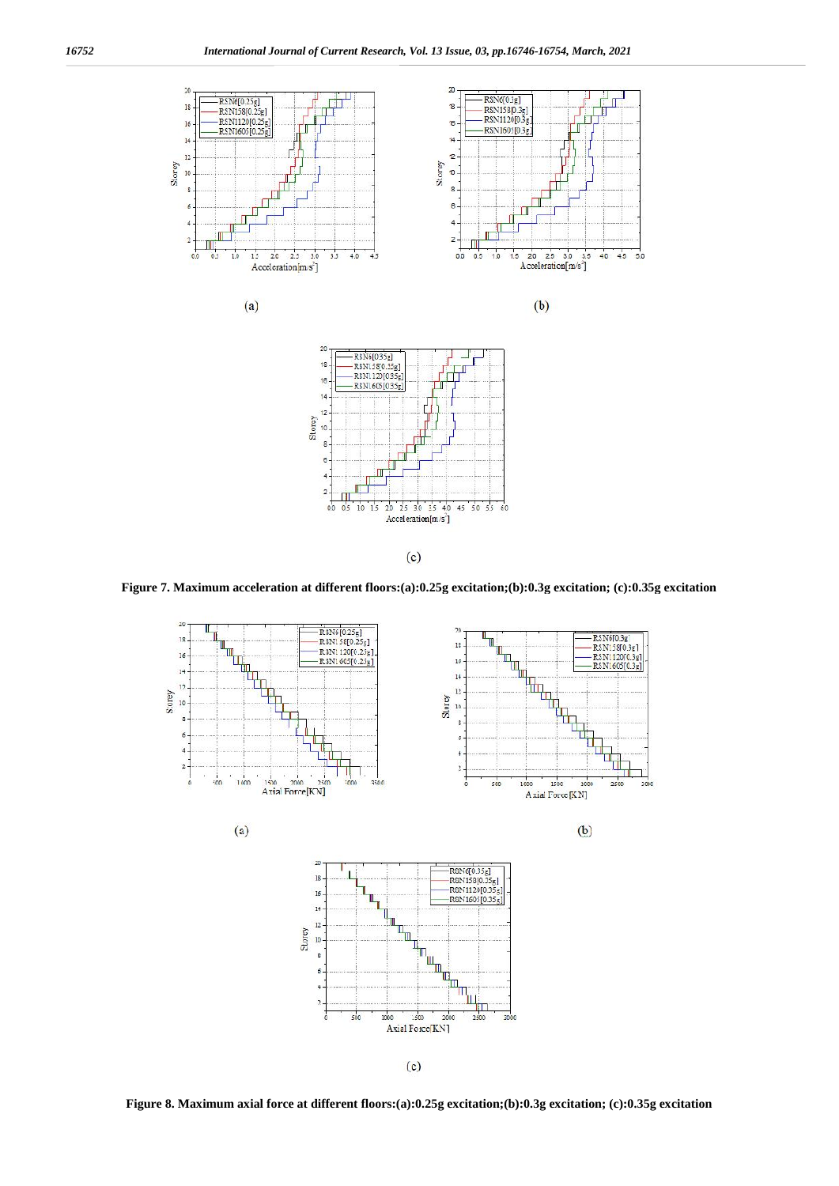Figure 7. Maximum acceleration at different floors:(a):0.25g excitation;(b):0.3g excitation; (c):0.35g excitation

Figure 8. Maximum axial force at different floors:(a):0.25g excitation;(b):0.3g excitation; (c):0.35g excitation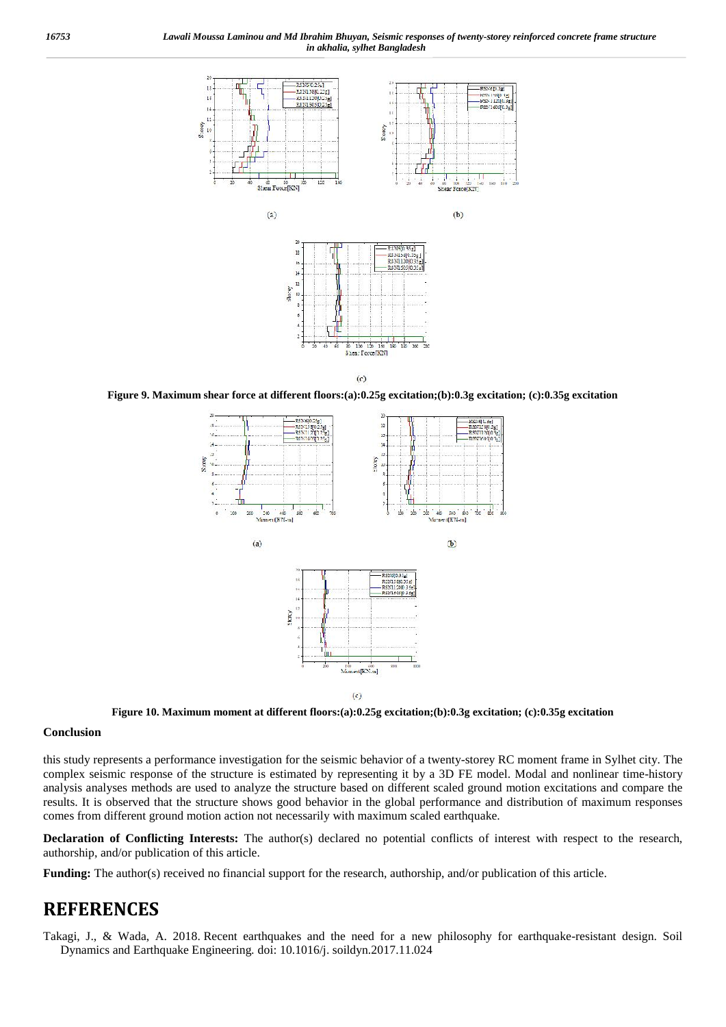(a)

(b)

(c)

**Figure 9. Maximum shear force at different floors:(a):0.25g excitation;(b):0.3g excitation; (c):0.35g excitation**

(a)

(b)

(c)

**Figure 10. Maximum moment at different floors:(a):0.25g excitation;(b):0.3g excitation; (c):0.35g excitation**

### Conclusion

this study represents a performance investigation for the seismic behavior of a twenty-storey RC moment frame in Sylhet city. The complex seismic response of the structure is estimated by representing it by a 3D FE model. Modal and nonlinear time-history analysis analyses methods are used to analyze the structure based on different scaled ground motion excitations and compare the results. It is observed that the structure shows good behavior in the global performance and distribution of maximum responses comes from different ground motion action not necessarily with maximum scaled earthquake.

**Declaration of Conflicting Interests:** The author(s) declared no potential conflicts of interest with respect to the research, authorship, and/or publication of this article.

**Funding:** The author(s) received no financial support for the research, authorship, and/or publication of this article.

## REFERENCES

Takagi, J., & Wada, A. 2018. Recent earthquakes and the need for a new philosophy for earthquake-resistant design. Soil Dynamics and Earthquake Engineering. doi: 10.1016/j. soildyn.2017.11.024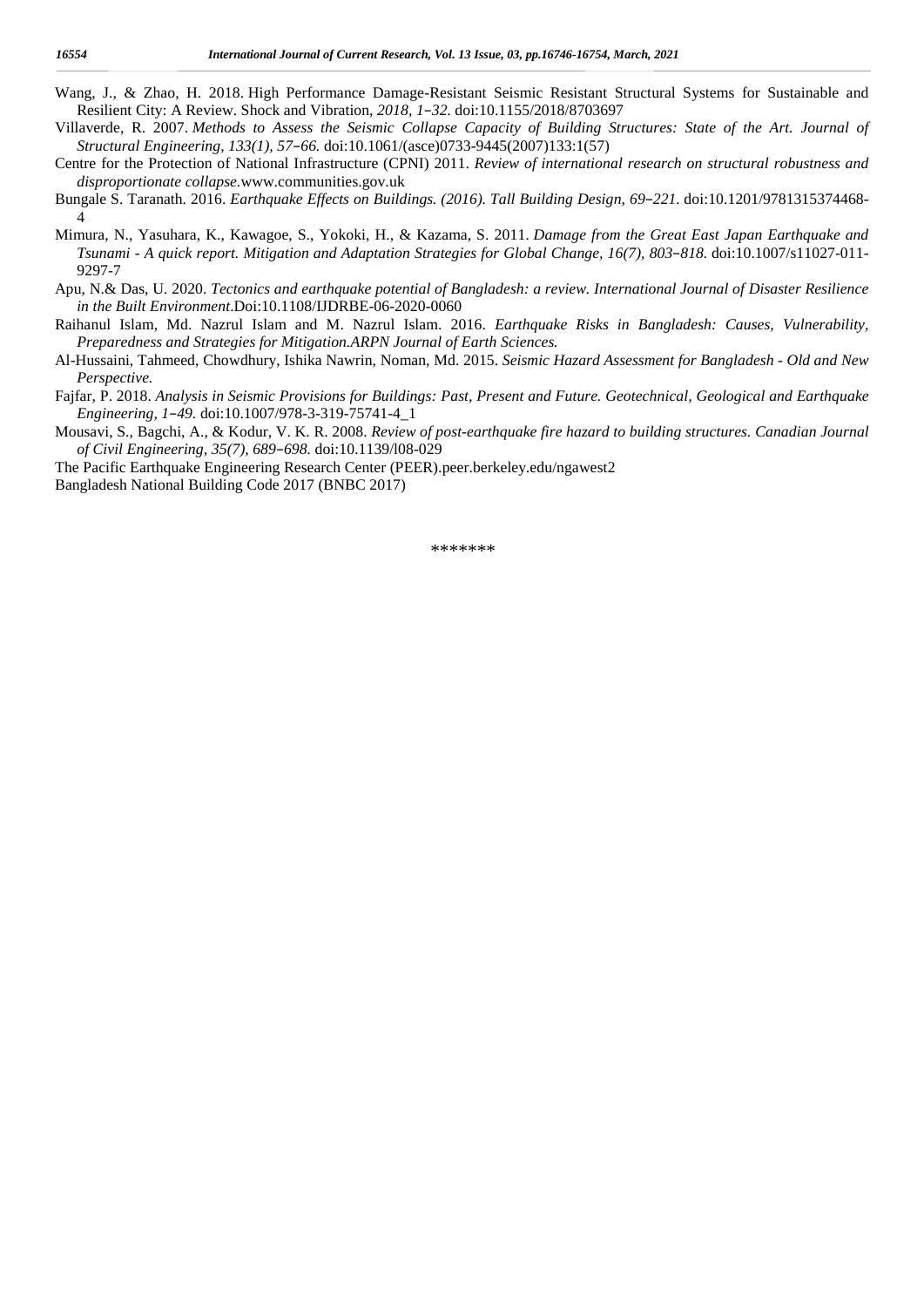Wang, J., & Zhao, H. 2018. High Performance Damage-Resistant Seismic Resistant Structural Systems for Sustainable and Resilient City: A Review. Shock and Vibration, *2018, 1–32.* doi:10.1155/2018/8703697

Villaverde, R. 2007. *Methods to Assess the Seismic Collapse Capacity of Building Structures: State of the Art. Journal of Structural Engineering, 133(1), 57–66.* doi:10.1061/(asce)0733-9445(2007)133:1(57)

Centre for the Protection of National Infrastructure (CPNI) 2011. *Review of international research on structural robustness and disproportionate collapse.*www.communities.gov.uk

Bungale S. Taranath. 2016. *Earthquake Effects on Buildings. (2016). Tall Building Design, 69–221.* doi:10.1201/9781315374468-4

Mimura, N., Yasuhara, K., Kawagoe, S., Yokoki, H., & Kazama, S. 2011. *Damage from the Great East Japan Earthquake and Tsunami - A quick report. Mitigation and Adaptation Strategies for Global Change, 16(7), 803–818.* doi:10.1007/s11027-011-9297-7

Apu, N.& Das, U. 2020. *Tectonics and earthquake potential of Bangladesh: a review. International Journal of Disaster Resilience in the Built Environment*.Doi:10.1108/IJDRBE-06-2020-0060

Raihanul Islam, Md. Nazrul Islam and M. Nazrul Islam. 2016. *Earthquake Risks in Bangladesh: Causes, Vulnerability, Preparedness and Strategies for Mitigation.ARPN Journal of Earth Sciences.*

Al-Hussaini, Tahmeed, Chowdhury, Ishika Nawrin, Noman, Md. 2015. *Seismic Hazard Assessment for Bangladesh - Old and New Perspective.*

Fajfar, P. 2018. *Analysis in Seismic Provisions for Buildings: Past, Present and Future. Geotechnical, Geological and Earthquake Engineering, 1–49.* doi:10.1007/978-3-319-75741-4_1

Mousavi, S., Bagchi, A., & Kodur, V. K. R. 2008. *Review of post-earthquake fire hazard to building structures. Canadian Journal of Civil Engineering, 35(7), 689–698.* doi:10.1139/l08-029

The Pacific Earthquake Engineering Research Center (PEER).peer.berkeley.edu/ngawest2

Bangladesh National Building Code 2017 (BNBC 2017)

*******